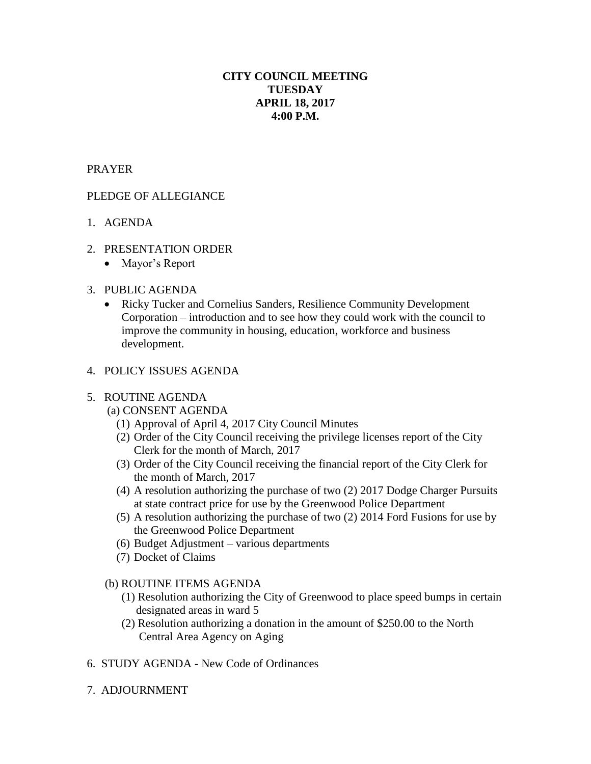**CITY COUNCIL MEETING**
**TUESDAY**
**APRIL 18, 2017**
**4:00 P.M.**

PRAYER

PLEDGE OF ALLEGIANCE

1. AGENDA

2. PRESENTATION ORDER
   - Mayor's Report

3. PUBLIC AGENDA
   - Ricky Tucker and Cornelius Sanders, Resilience Community Development Corporation – introduction and to see how they could work with the council to improve the community in housing, education, workforce and business development.

4. POLICY ISSUES AGENDA

5. ROUTINE AGENDA

   (a) CONSENT AGENDA

   (1) Approval of April 4, 2017 City Council Minutes

   (2) Order of the City Council receiving the privilege licenses report of the City Clerk for the month of March, 2017

   (3) Order of the City Council receiving the financial report of the City Clerk for the month of March, 2017

   (4) A resolution authorizing the purchase of two (2) 2017 Dodge Charger Pursuits at state contract price for use by the Greenwood Police Department

   (5) A resolution authorizing the purchase of two (2) 2014 Ford Fusions for use by the Greenwood Police Department

   (6) Budget Adjustment – various departments

   (7) Docket of Claims

   (b) ROUTINE ITEMS AGENDA

   (1) Resolution authorizing the City of Greenwood to place speed bumps in certain designated areas in ward 5

   (2) Resolution authorizing a donation in the amount of $250.00 to the North Central Area Agency on Aging

6. STUDY AGENDA - New Code of Ordinances

7. ADJOURNMENT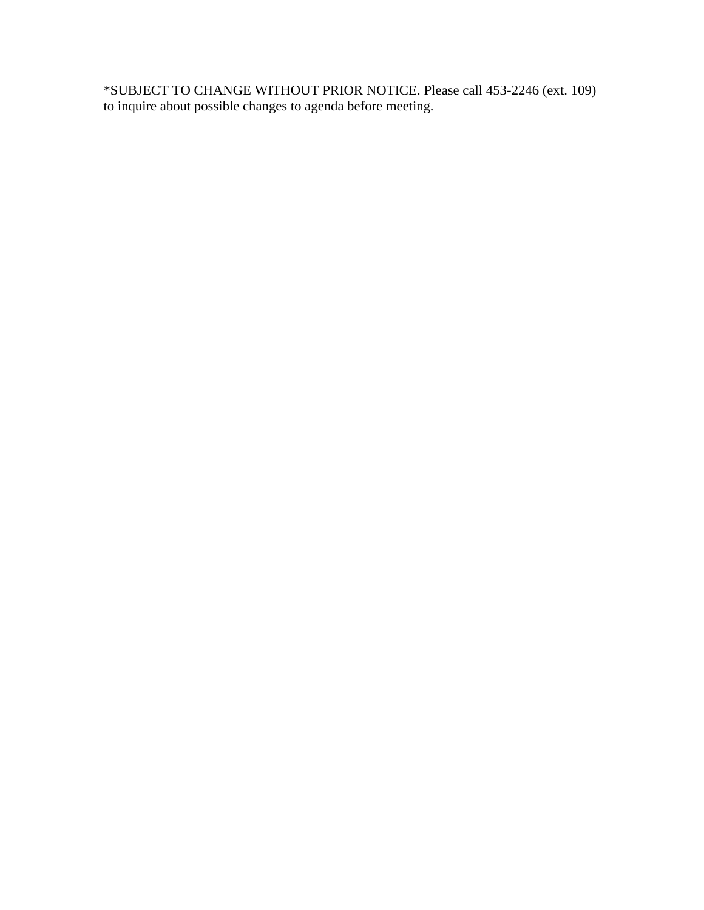*SUBJECT TO CHANGE WITHOUT PRIOR NOTICE. Please call 453-2246 (ext. 109) to inquire about possible changes to agenda before meeting.